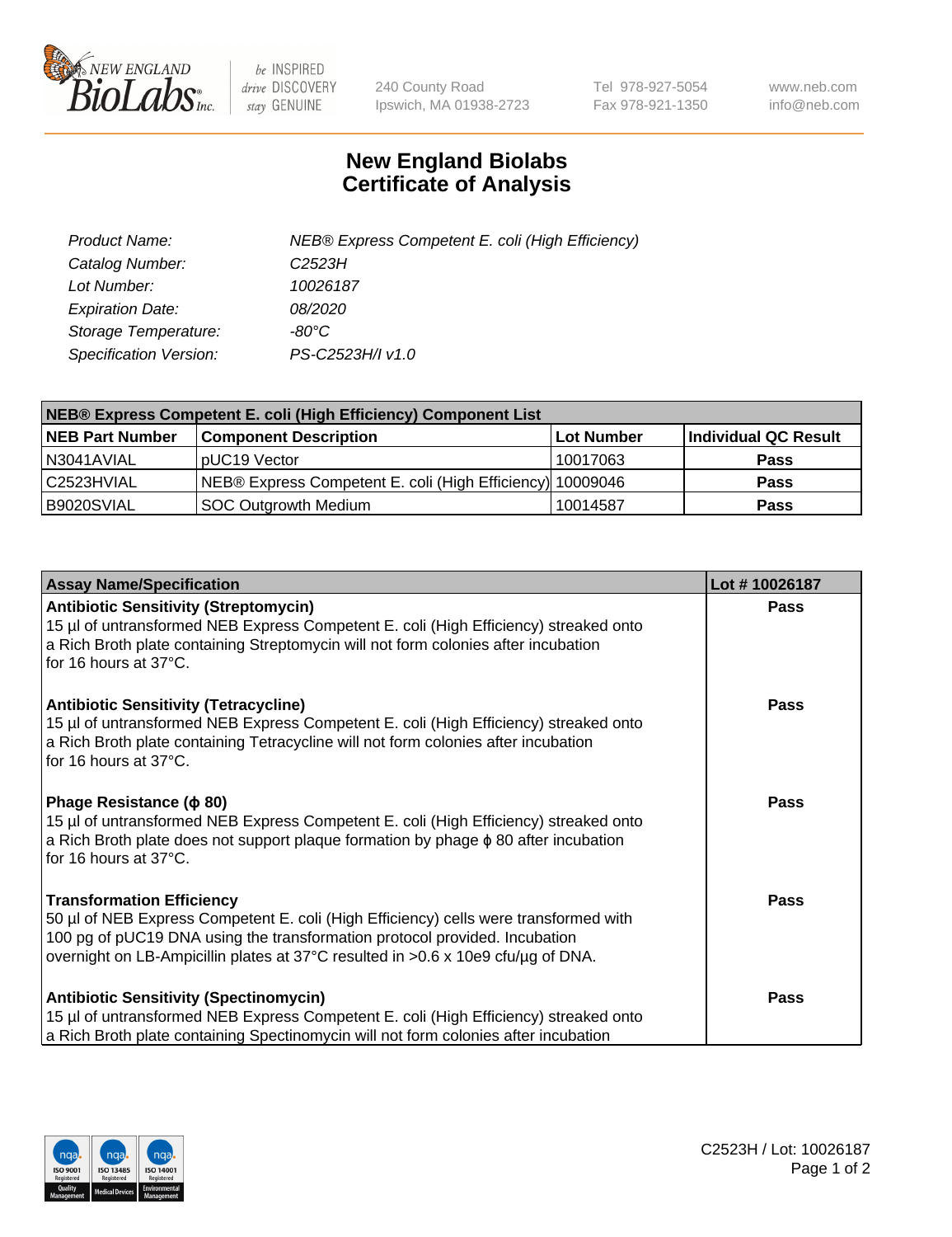# New England Biolabs Certificate of Analysis

| | |
|---|---|
| *Product Name:* | *NEB® Express Competent E. coli (High Efficiency)* |
| *Catalog Number:* | *C2523H* |
| *Lot Number:* | *10026187* |
| *Expiration Date:* | *08/2020* |
| *Storage Temperature:* | *-80°C* |
| *Specification Version:* | *PS-C2523H/I v1.0* |

| NEB® Express Competent E. coli (High Efficiency) Component List | | | |
|---|---|---|---|
| **NEB Part Number** | **Component Description** | **Lot Number** | **Individual QC Result** |
| N3041AVIAL | pUC19 Vector | 10017063 | **Pass** |
| C2523HVIAL | NEB® Express Competent E. coli (High Efficiency) | 10009046 | **Pass** |
| B9020SVIAL | SOC Outgrowth Medium | 10014587 | **Pass** |

| Assay Name/Specification | Lot # 10026187 |
|---|---|
| **Antibiotic Sensitivity (Streptomycin)**<br>15 µl of untransformed NEB Express Competent E. coli (High Efficiency) streaked onto a Rich Broth plate containing Streptomycin will not form colonies after incubation for 16 hours at 37°C. | **Pass** |
| **Antibiotic Sensitivity (Tetracycline)**<br>15 µl of untransformed NEB Express Competent E. coli (High Efficiency) streaked onto a Rich Broth plate containing Tetracycline will not form colonies after incubation for 16 hours at 37°C. | **Pass** |
| **Phage Resistance (ϕ 80)**<br>15 µl of untransformed NEB Express Competent E. coli (High Efficiency) streaked onto a Rich Broth plate does not support plaque formation by phage ϕ 80 after incubation for 16 hours at 37°C. | **Pass** |
| **Transformation Efficiency**<br>50 µl of NEB Express Competent E. coli (High Efficiency) cells were transformed with 100 pg of pUC19 DNA using the transformation protocol provided. Incubation overnight on LB-Ampicillin plates at 37°C resulted in >0.6 x 10e9 cfu/µg of DNA. | **Pass** |
| **Antibiotic Sensitivity (Spectinomycin)**<br>15 µl of untransformed NEB Express Competent E. coli (High Efficiency) streaked onto a Rich Broth plate containing Spectinomycin will not form colonies after incubation | **Pass** |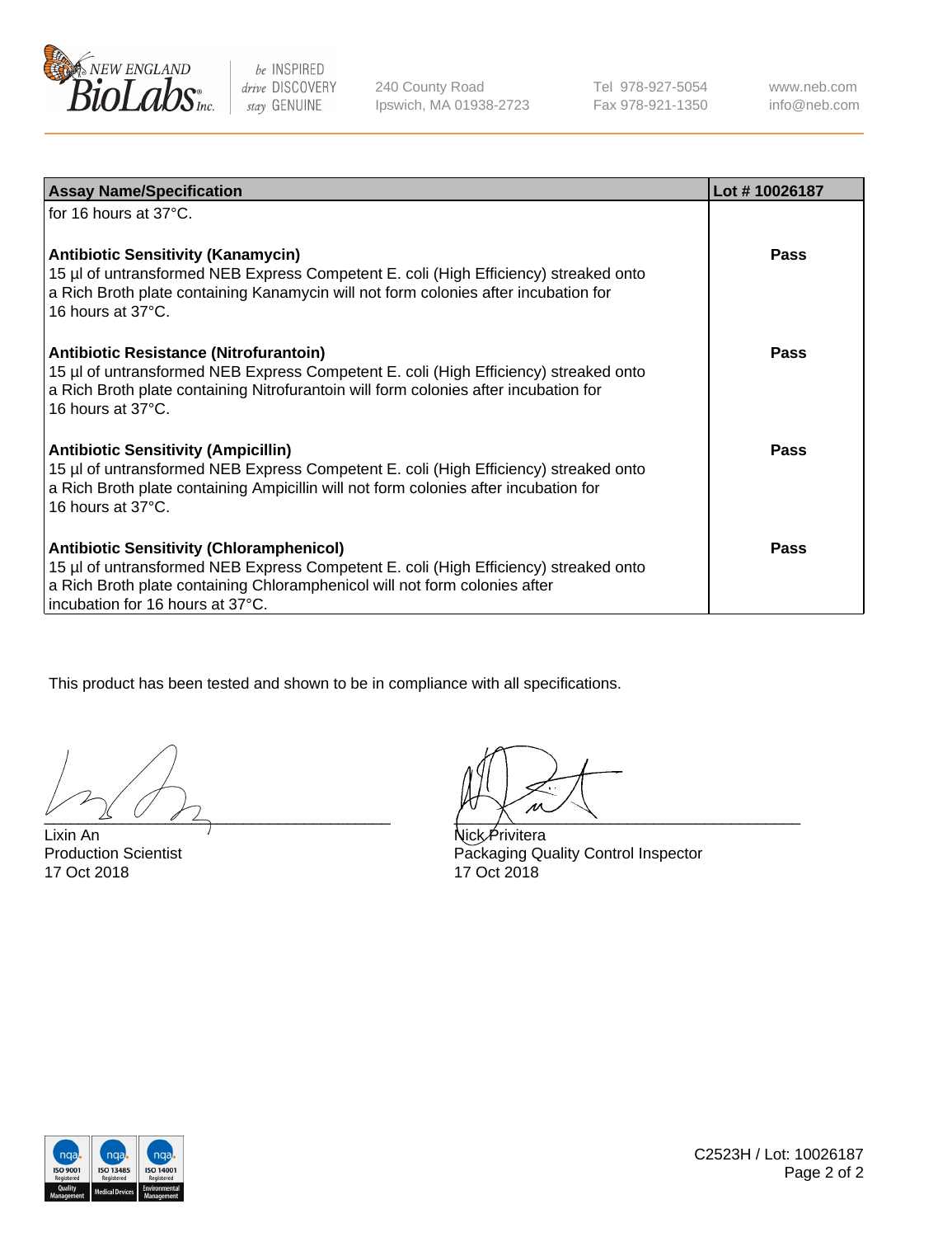| Assay Name/Specification | Lot # 10026187 |
|---|---|
| for 16 hours at 37°C. | |
| **Antibiotic Sensitivity (Kanamycin)**<br>15 µl of untransformed NEB Express Competent E. coli (High Efficiency) streaked onto a Rich Broth plate containing Kanamycin will not form colonies after incubation for 16 hours at 37°C. | **Pass** |
| **Antibiotic Resistance (Nitrofurantoin)**<br>15 µl of untransformed NEB Express Competent E. coli (High Efficiency) streaked onto a Rich Broth plate containing Nitrofurantoin will form colonies after incubation for 16 hours at 37°C. | **Pass** |
| **Antibiotic Sensitivity (Ampicillin)**<br>15 µl of untransformed NEB Express Competent E. coli (High Efficiency) streaked onto a Rich Broth plate containing Ampicillin will not form colonies after incubation for 16 hours at 37°C. | **Pass** |
| **Antibiotic Sensitivity (Chloramphenicol)**<br>15 µl of untransformed NEB Express Competent E. coli (High Efficiency) streaked onto a Rich Broth plate containing Chloramphenicol will not form colonies after incubation for 16 hours at 37°C. | **Pass** |

This product has been tested and shown to be in compliance with all specifications.

Lixin An
Production Scientist
17 Oct 2018

Nick Privitera
Packaging Quality Control Inspector
17 Oct 2018

C2523H / Lot: 10026187